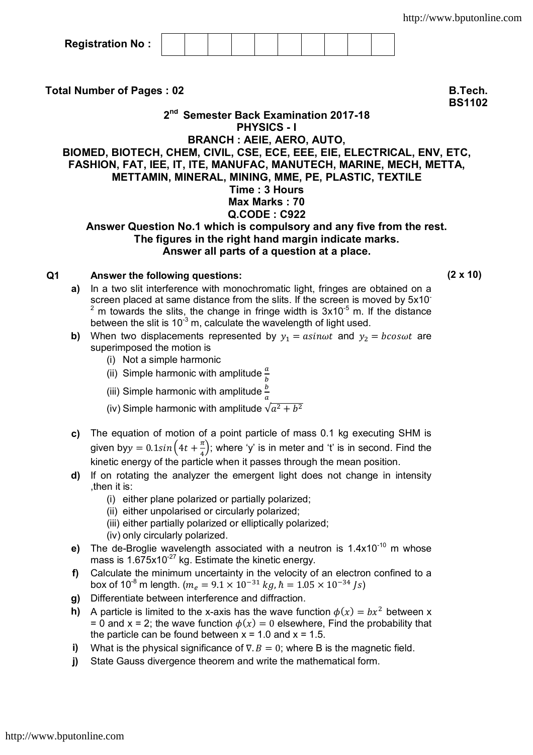Registration No :

**Total Number of Pages : 02** **B.Tech.**
**BS1102**

## 2nd Semester Back Examination 2017-18
## PHYSICS - I
### BRANCH : AEIE, AERO, AUTO, BIOMED, BIOTECH, CHEM, CIVIL, CSE, ECE, EEE, EIE, ELECTRICAL, ENV, ETC, FASHION, FAT, IEE, IT, ITE, MANUFAC, MANUTECH, MARINE, MECH, METTA, METTAMIN, MINERAL, MINING, MME, PE, PLASTIC, TEXTILE

**Time : 3 Hours**
**Max Marks : 70**
**Q.CODE : C922**

**Answer Question No.1 which is compulsory and any five from the rest.**
**The figures in the right hand margin indicate marks.**
**Answer all parts of a question at a place.**

**Q1 Answer the following questions:** **(2 x 10)**

**a)** In a two slit interference with monochromatic light, fringes are obtained on a screen placed at same distance from the slits. If the screen is moved by $5 \times 10^{-2}$ m towards the slits, the change in fringe width is $3 \times 10^{-5}$ m. If the distance between the slit is $10^{-3}$ m, calculate the wavelength of light used.

**b)** When two displacements represented by $y_1 = a\sin\omega t$ and $y_2 = b\cos\omega t$ are superimposed the motion is
   (i) Not a simple harmonic
   (ii) Simple harmonic with amplitude $\frac{a}{b}$
   (iii) Simple harmonic with amplitude $\frac{b}{a}$
   (iv) Simple harmonic with amplitude $\sqrt{a^2 + b^2}$

**c)** The equation of motion of a point particle of mass 0.1 kg executing SHM is given by $y = 0.1\sin\left(4t + \frac{\pi}{4}\right)$; where 'y' is in meter and 't' is in second. Find the kinetic energy of the particle when it passes through the mean position.

**d)** If on rotating the analyzer the emergent light does not change in intensity ,then it is:
   (i) either plane polarized or partially polarized;
   (ii) either unpolarised or circularly polarized;
   (iii) either partially polarized or elliptically polarized;
   (iv) only circularly polarized.

**e)** The de-Broglie wavelength associated with a neutron is $1.4 \times 10^{-10}$ m whose mass is $1.675 \times 10^{-27}$ kg. Estimate the kinetic energy.

**f)** Calculate the minimum uncertainty in the velocity of an electron confined to a box of $10^{-8}$ m length. ($m_e = 9.1 \times 10^{-31}\, kg, \hbar = 1.05 \times 10^{-34}\, Js$)

**g)** Differentiate between interference and diffraction.

**h)** A particle is limited to the x-axis has the wave function $\phi(x) = bx^2$ between x = 0 and x = 2; the wave function $\phi(x) = 0$ elsewhere, Find the probability that the particle can be found between x = 1.0 and x = 1.5.

**i)** What is the physical significance of $\nabla . B = 0$; where B is the magnetic field.

**j)** State Gauss divergence theorem and write the mathematical form.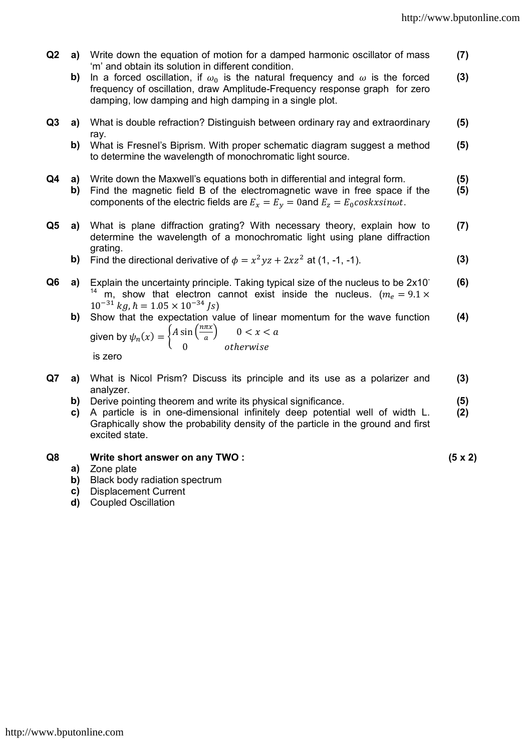**Q2** **a)** Write down the equation of motion for a damped harmonic oscillator of mass 'm' and obtain its solution in different condition. **(7)**

**b)** In a forced oscillation, if $\omega_0$ is the natural frequency and $\omega$ is the forced frequency of oscillation, draw Amplitude-Frequency response graph for zero damping, low damping and high damping in a single plot. **(3)**

**Q3** **a)** What is double refraction? Distinguish between ordinary ray and extraordinary ray. **(5)**

**b)** What is Fresnel's Biprism. With proper schematic diagram suggest a method to determine the wavelength of monochromatic light source. **(5)**

**Q4** **a)** Write down the Maxwell's equations both in differential and integral form. **(5)**

**b)** Find the magnetic field B of the electromagnetic wave in free space if the components of the electric fields are $E_x = E_y = 0$and $E_z = E_0 coskxsin\omega t$. **(5)**

**Q5** **a)** What is plane diffraction grating? With necessary theory, explain how to determine the wavelength of a monochromatic light using plane diffraction grating. **(7)**

**b)** Find the directional derivative of $\phi = x^2yz + 2xz^2$ at (1, -1, -1). **(3)**

**Q6** **a)** Explain the uncertainty principle. Taking typical size of the nucleus to be $2 \times 10^{-14}$ m, show that electron cannot exist inside the nucleus. $(m_e = 9.1 \times 10^{-31}\, kg, \hbar = 1.05 \times 10^{-34}\, Js)$ **(6)**

**b)** Show that the expectation value of linear momentum for the wave function given by $\psi_n(x) = \begin{cases} A\sin\left(\frac{n\pi x}{a}\right) & 0 < x < a \\ 0 & otherwise \end{cases}$ is zero **(4)**

**Q7** **a)** What is Nicol Prism? Discuss its principle and its use as a polarizer and analyzer. **(3)**

**b)** Derive pointing theorem and write its physical significance. **(5)**

**c)** A particle is in one-dimensional infinitely deep potential well of width L. Graphically show the probability density of the particle in the ground and first excited state. **(2)**

**Q8** **Write short answer on any TWO :** **(5 x 2)**

**a)** Zone plate
**b)** Black body radiation spectrum
**c)** Displacement Current
**d)** Coupled Oscillation